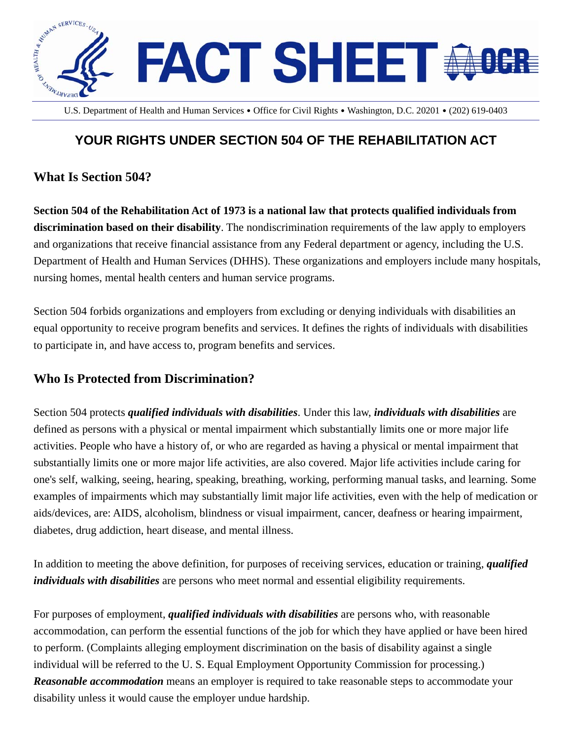# FACT SHEET

U.S. Department of Health and Human Services • Office for Civil Rights • Washington, D.C. 20201 • (202) 619-0403

## YOUR RIGHTS UNDER SECTION 504 OF THE REHABILITATION ACT

### What Is Section 504?

**Section 504 of the Rehabilitation Act of 1973 is a national law that protects qualified individuals from discrimination based on their disability**. The nondiscrimination requirements of the law apply to employers and organizations that receive financial assistance from any Federal department or agency, including the U.S. Department of Health and Human Services (DHHS). These organizations and employers include many hospitals, nursing homes, mental health centers and human service programs.

Section 504 forbids organizations and employers from excluding or denying individuals with disabilities an equal opportunity to receive program benefits and services. It defines the rights of individuals with disabilities to participate in, and have access to, program benefits and services.

### Who Is Protected from Discrimination?

Section 504 protects ***qualified individuals with disabilities***. Under this law, ***individuals with disabilities*** are defined as persons with a physical or mental impairment which substantially limits one or more major life activities. People who have a history of, or who are regarded as having a physical or mental impairment that substantially limits one or more major life activities, are also covered. Major life activities include caring for one's self, walking, seeing, hearing, speaking, breathing, working, performing manual tasks, and learning. Some examples of impairments which may substantially limit major life activities, even with the help of medication or aids/devices, are: AIDS, alcoholism, blindness or visual impairment, cancer, deafness or hearing impairment, diabetes, drug addiction, heart disease, and mental illness.

In addition to meeting the above definition, for purposes of receiving services, education or training, ***qualified individuals with disabilities*** are persons who meet normal and essential eligibility requirements.

For purposes of employment, ***qualified individuals with disabilities*** are persons who, with reasonable accommodation, can perform the essential functions of the job for which they have applied or have been hired to perform. (Complaints alleging employment discrimination on the basis of disability against a single individual will be referred to the U. S. Equal Employment Opportunity Commission for processing.) ***Reasonable accommodation*** means an employer is required to take reasonable steps to accommodate your disability unless it would cause the employer undue hardship.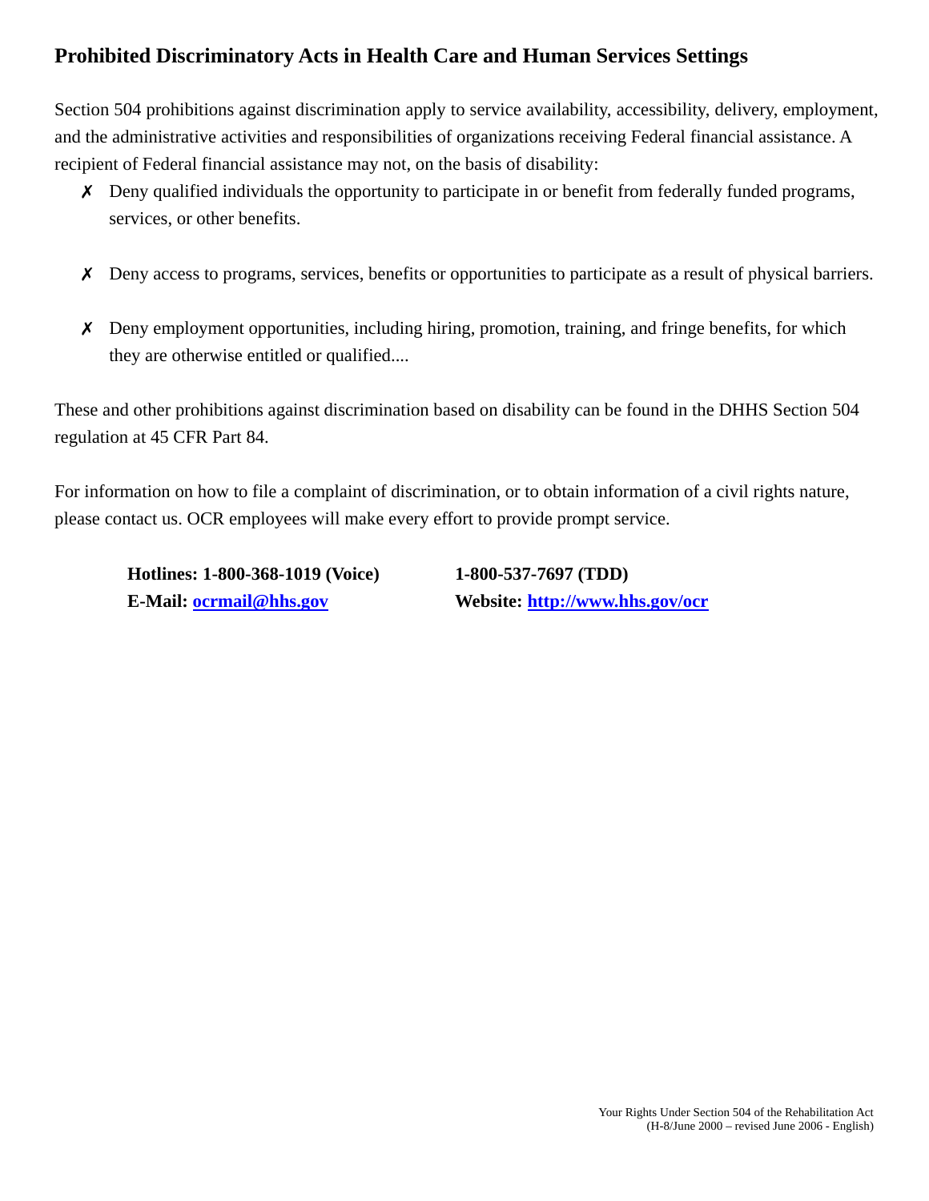## Prohibited Discriminatory Acts in Health Care and Human Services Settings

Section 504 prohibitions against discrimination apply to service availability, accessibility, delivery, employment, and the administrative activities and responsibilities of organizations receiving Federal financial assistance. A recipient of Federal financial assistance may not, on the basis of disability:

- ✗ Deny qualified individuals the opportunity to participate in or benefit from federally funded programs, services, or other benefits.
- ✗ Deny access to programs, services, benefits or opportunities to participate as a result of physical barriers.
- ✗ Deny employment opportunities, including hiring, promotion, training, and fringe benefits, for which they are otherwise entitled or qualified....

These and other prohibitions against discrimination based on disability can be found in the DHHS Section 504 regulation at 45 CFR Part 84.

For information on how to file a complaint of discrimination, or to obtain information of a civil rights nature, please contact us. OCR employees will make every effort to provide prompt service.

**Hotlines: 1-800-368-1019 (Voice)** **1-800-537-7697 (TDD)**
**E-Mail: [ocrmail@hhs.gov](mailto:ocrmail@hhs.gov)** **Website: [http://www.hhs.gov/ocr](http://www.hhs.gov/ocr)**

Your Rights Under Section 504 of the Rehabilitation Act
(H-8/June 2000 – revised June 2006 - English)